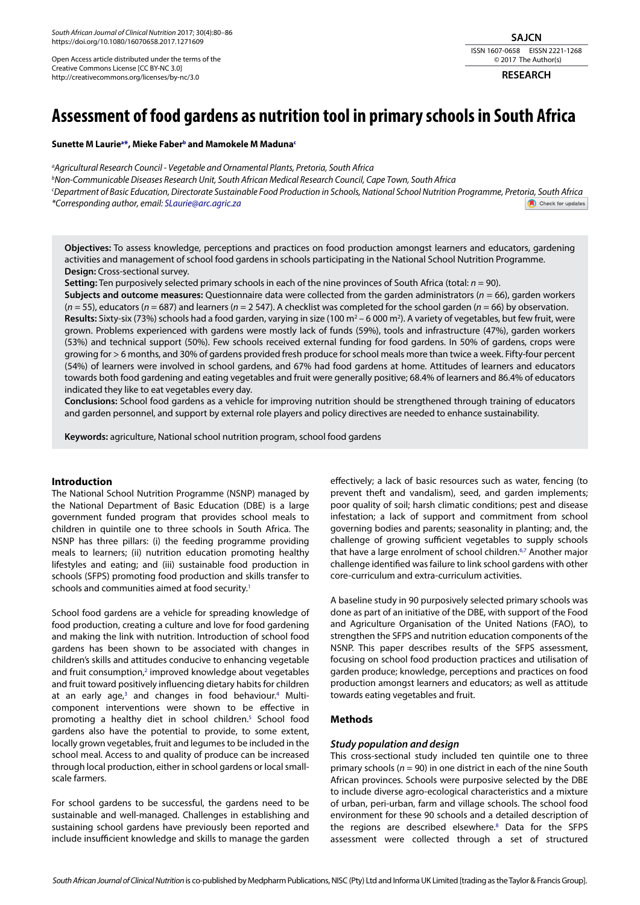Open Access article distributed under the terms of the Creative Commons License [CC BY-NC 3.0] http://creativecommons.org/licenses/by-nc/3.0

**RESEARCH**

# Assessment of food gardens as nutrition tool in primary schools in South Africa

**Sunette M Laurie[a*], Mieke Faber[b] and Mamokele M Maduna[c]**

[a] *Agricultural Research Council - Vegetable and Ornamental Plants, Pretoria, South Africa*
[b] *Non-Communicable Diseases Research Unit, South African Medical Research Council, Cape Town, South Africa*
[c] *Department of Basic Education, Directorate Sustainable Food Production in Schools, National School Nutrition Programme, Pretoria, South Africa*
*Corresponding author, email: SLaurie@arc.agric.za

**Objectives:** To assess knowledge, perceptions and practices on food production amongst learners and educators, gardening activities and management of school food gardens in schools participating in the National School Nutrition Programme.
**Design:** Cross-sectional survey.
**Setting:** Ten purposively selected primary schools in each of the nine provinces of South Africa (total: $n = 90$).
**Subjects and outcome measures:** Questionnaire data were collected from the garden administrators ($n = 66$), garden workers ($n = 55$), educators ($n = 687$) and learners ($n = 2\,547$). A checklist was completed for the school garden ($n = 66$) by observation.
**Results:** Sixty-six (73%) schools had a food garden, varying in size (100 $m^2$ – 6 000 $m^2$). A variety of vegetables, but few fruit, were grown. Problems experienced with gardens were mostly lack of funds (59%), tools and infrastructure (47%), garden workers (53%) and technical support (50%). Few schools received external funding for food gardens. In 50% of gardens, crops were growing for > 6 months, and 30% of gardens provided fresh produce for school meals more than twice a week. Fifty-four percent (54%) of learners were involved in school gardens, and 67% had food gardens at home. Attitudes of learners and educators towards both food gardening and eating vegetables and fruit were generally positive; 68.4% of learners and 86.4% of educators indicated they like to eat vegetables every day.
**Conclusions:** School food gardens as a vehicle for improving nutrition should be strengthened through training of educators and garden personnel, and support by external role players and policy directives are needed to enhance sustainability.

**Keywords:** agriculture, National school nutrition program, school food gardens

## Introduction

The National School Nutrition Programme (NSNP) managed by the National Department of Basic Education (DBE) is a large government funded program that provides school meals to children in quintile one to three schools in South Africa. The NSNP has three pillars: (i) the feeding programme providing meals to learners; (ii) nutrition education promoting healthy lifestyles and eating; and (iii) sustainable food production in schools (SFPS) promoting food production and skills transfer to schools and communities aimed at food security.[1]

School food gardens are a vehicle for spreading knowledge of food production, creating a culture and love for food gardening and making the link with nutrition. Introduction of school food gardens has been shown to be associated with changes in children's skills and attitudes conducive to enhancing vegetable and fruit consumption,[2] improved knowledge about vegetables and fruit toward positively influencing dietary habits for children at an early age,[3] and changes in food behaviour.[4] Multi-component interventions were shown to be effective in promoting a healthy diet in school children.[5] School food gardens also have the potential to provide, to some extent, locally grown vegetables, fruit and legumes to be included in the school meal. Access to and quality of produce can be increased through local production, either in school gardens or local small-scale farmers.

For school gardens to be successful, the gardens need to be sustainable and well-managed. Challenges in establishing and sustaining school gardens have previously been reported and include insufficient knowledge and skills to manage the garden effectively; a lack of basic resources such as water, fencing (to prevent theft and vandalism), seed, and garden implements; poor quality of soil; harsh climatic conditions; pest and disease infestation; a lack of support and commitment from school governing bodies and parents; seasonality in planting; and, the challenge of growing sufficient vegetables to supply schools that have a large enrolment of school children.[6,7] Another major challenge identified was failure to link school gardens with other core-curriculum and extra-curriculum activities.

A baseline study in 90 purposively selected primary schools was done as part of an initiative of the DBE, with support of the Food and Agriculture Organisation of the United Nations (FAO), to strengthen the SFPS and nutrition education components of the NSNP. This paper describes results of the SFPS assessment, focusing on school food production practices and utilisation of garden produce; knowledge, perceptions and practices on food production amongst learners and educators; as well as attitude towards eating vegetables and fruit.

## Methods

### *Study population and design*

This cross-sectional study included ten quintile one to three primary schools ($n = 90$) in one district in each of the nine South African provinces. Schools were purposive selected by the DBE to include diverse agro-ecological characteristics and a mixture of urban, peri-urban, farm and village schools. The school food environment for these 90 schools and a detailed description of the regions are described elsewhere.[8] Data for the SFPS assessment were collected through a set of structured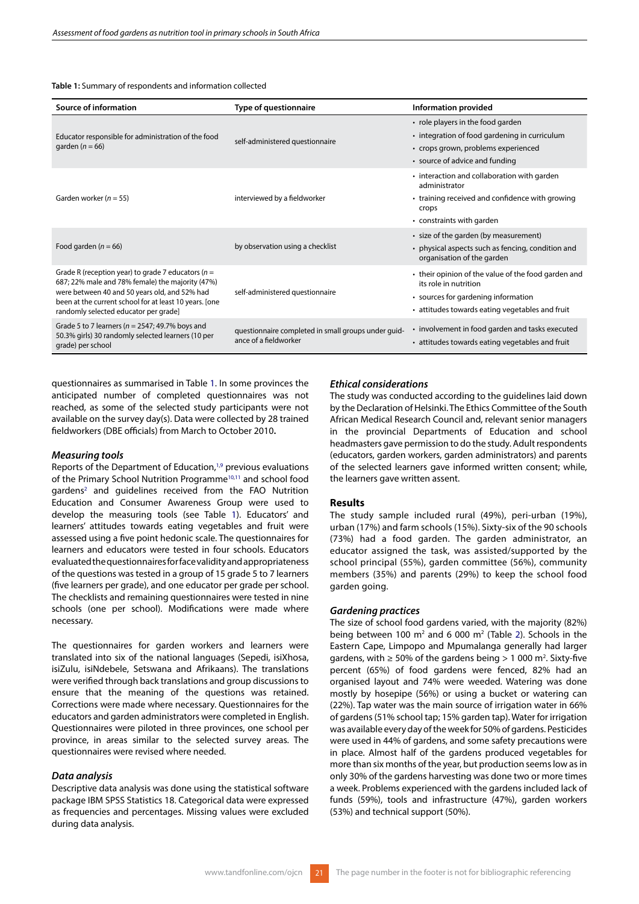**Table 1:** Summary of respondents and information collected

| Source of information | Type of questionnaire | Information provided |
| --- | --- | --- |
| Educator responsible for administration of the food garden ($n$ = 66) | self-administered questionnaire | • role players in the food garden<br>• integration of food gardening in curriculum<br>• crops grown, problems experienced<br>• source of advice and funding |
| Garden worker ($n$ = 55) | interviewed by a fieldworker | • interaction and collaboration with garden administrator<br>• training received and confidence with growing crops<br>• constraints with garden |
| Food garden ($n$ = 66) | by observation using a checklist | • size of the garden (by measurement)<br>• physical aspects such as fencing, condition and organisation of the garden |
| Grade R (reception year) to grade 7 educators ($n$ = 687; 22% male and 78% female) the majority (47%) were between 40 and 50 years old, and 52% had been at the current school for at least 10 years. [one randomly selected educator per grade] | self-administered questionnaire | • their opinion of the value of the food garden and its role in nutrition<br>• sources for gardening information<br>• attitudes towards eating vegetables and fruit |
| Grade 5 to 7 learners ($n$ = 2547; 49.7% boys and 50.3% girls) 30 randomly selected learners (10 per grade) per school | questionnaire completed in small groups under guidance of a fieldworker | • involvement in food garden and tasks executed<br>• attitudes towards eating vegetables and fruit |

questionnaires as summarised in Table 1. In some provinces the anticipated number of completed questionnaires was not reached, as some of the selected study participants were not available on the survey day(s). Data were collected by 28 trained fieldworkers (DBE officials) from March to October 2010**.**

### *Measuring tools*

Reports of the Department of Education,[1,9] previous evaluations of the Primary School Nutrition Programme[10,11] and school food gardens[2] and guidelines received from the FAO Nutrition Education and Consumer Awareness Group were used to develop the measuring tools (see Table 1). Educators' and learners' attitudes towards eating vegetables and fruit were assessed using a five point hedonic scale. The questionnaires for learners and educators were tested in four schools. Educators evaluated the questionnaires for face validity and appropriateness of the questions was tested in a group of 15 grade 5 to 7 learners (five learners per grade), and one educator per grade per school. The checklists and remaining questionnaires were tested in nine schools (one per school). Modifications were made where necessary.

The questionnaires for garden workers and learners were translated into six of the national languages (Sepedi, isiXhosa, isiZulu, isiNdebele, Setswana and Afrikaans). The translations were verified through back translations and group discussions to ensure that the meaning of the questions was retained. Corrections were made where necessary. Questionnaires for the educators and garden administrators were completed in English. Questionnaires were piloted in three provinces, one school per province, in areas similar to the selected survey areas. The questionnaires were revised where needed.

### *Data analysis*

Descriptive data analysis was done using the statistical software package IBM SPSS Statistics 18. Categorical data were expressed as frequencies and percentages. Missing values were excluded during data analysis.

### *Ethical considerations*

The study was conducted according to the guidelines laid down by the Declaration of Helsinki. The Ethics Committee of the South African Medical Research Council and, relevant senior managers in the provincial Departments of Education and school headmasters gave permission to do the study. Adult respondents (educators, garden workers, garden administrators) and parents of the selected learners gave informed written consent; while, the learners gave written assent.

## Results

The study sample included rural (49%), peri-urban (19%), urban (17%) and farm schools (15%). Sixty-six of the 90 schools (73%) had a food garden. The garden administrator, an educator assigned the task, was assisted/supported by the school principal (55%), garden committee (56%), community members (35%) and parents (29%) to keep the school food garden going.

### *Gardening practices*

The size of school food gardens varied, with the majority (82%) being between 100 m$^2$ and 6 000 m$^2$ (Table 2). Schools in the Eastern Cape, Limpopo and Mpumalanga generally had larger gardens, with ≥ 50% of the gardens being > 1 000 m$^2$. Sixty-five percent (65%) of food gardens were fenced, 82% had an organised layout and 74% were weeded. Watering was done mostly by hosepipe (56%) or using a bucket or watering can (22%). Tap water was the main source of irrigation water in 66% of gardens (51% school tap; 15% garden tap). Water for irrigation was available every day of the week for 50% of gardens. Pesticides were used in 44% of gardens, and some safety precautions were in place. Almost half of the gardens produced vegetables for more than six months of the year, but production seems low as in only 30% of the gardens harvesting was done two or more times a week. Problems experienced with the gardens included lack of funds (59%), tools and infrastructure (47%), garden workers (53%) and technical support (50%).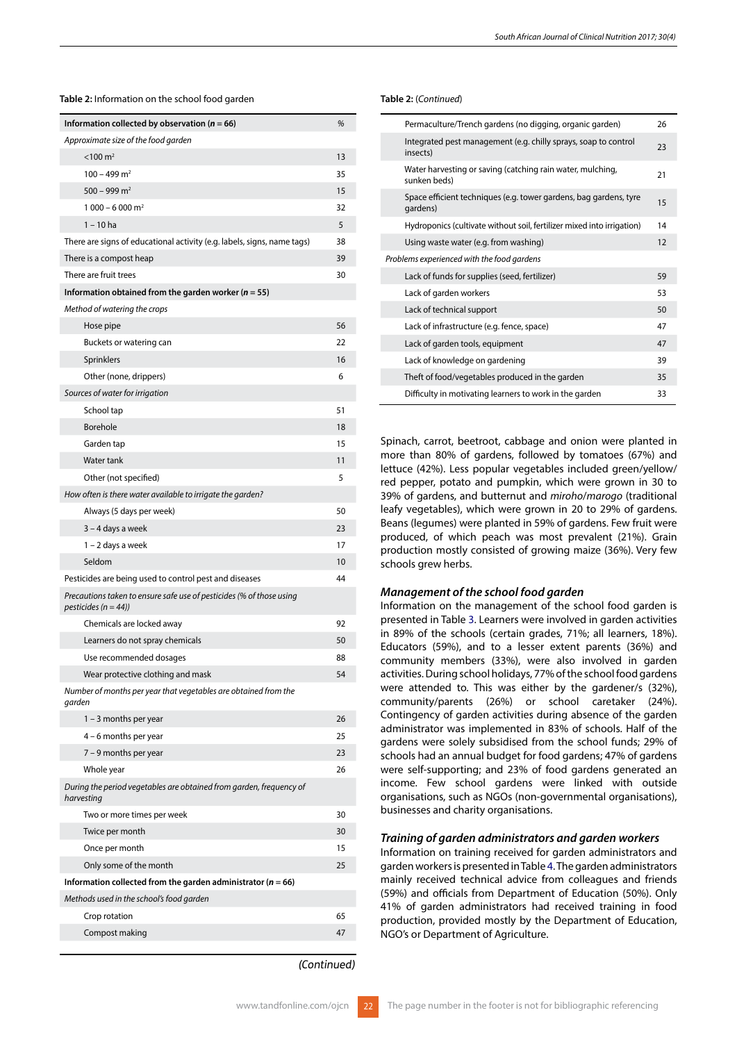**Table 2:** Information on the school food garden

| Information collected by observation (*n* = 66) | % |
|---|---|
| *Approximate size of the food garden* | |
| <100 m² | 13 |
| 100 – 499 m² | 35 |
| 500 – 999 m² | 15 |
| 1 000 – 6 000 m² | 32 |
| 1 – 10 ha | 5 |
| There are signs of educational activity (e.g. labels, signs, name tags) | 38 |
| There is a compost heap | 39 |
| There are fruit trees | 30 |
| **Information obtained from the garden worker (*n* = 55)** | |
| *Method of watering the crops* | |
| Hose pipe | 56 |
| Buckets or watering can | 22 |
| Sprinklers | 16 |
| Other (none, drippers) | 6 |
| *Sources of water for irrigation* | |
| School tap | 51 |
| Borehole | 18 |
| Garden tap | 15 |
| Water tank | 11 |
| Other (not specified) | 5 |
| *How often is there water available to irrigate the garden?* | |
| Always (5 days per week) | 50 |
| 3 – 4 days a week | 23 |
| 1 – 2 days a week | 17 |
| Seldom | 10 |
| Pesticides are being used to control pest and diseases | 44 |
| *Precautions taken to ensure safe use of pesticides (% of those using pesticides (n = 44))* | |
| Chemicals are locked away | 92 |
| Learners do not spray chemicals | 50 |
| Use recommended dosages | 88 |
| Wear protective clothing and mask | 54 |
| *Number of months per year that vegetables are obtained from the garden* | |
| 1 – 3 months per year | 26 |
| 4 – 6 months per year | 25 |
| 7 – 9 months per year | 23 |
| Whole year | 26 |
| *During the period vegetables are obtained from garden, frequency of harvesting* | |
| Two or more times per week | 30 |
| Twice per month | 30 |
| Once per month | 15 |
| Only some of the month | 25 |
| **Information collected from the garden administrator (*n* = 66)** | |
| *Methods used in the school's food garden* | |
| Crop rotation | 65 |
| Compost making | 47 |
| Permaculture/Trench gardens (no digging, organic garden) | 26 |
| Integrated pest management (e.g. chilly sprays, soap to control insects) | 23 |
| Water harvesting or saving (catching rain water, mulching, sunken beds) | 21 |
| Space efficient techniques (e.g. tower gardens, bag gardens, tyre gardens) | 15 |
| Hydroponics (cultivate without soil, fertilizer mixed into irrigation) | 14 |
| Using waste water (e.g. from washing) | 12 |
| *Problems experienced with the food gardens* | |
| Lack of funds for supplies (seed, fertilizer) | 59 |
| Lack of garden workers | 53 |
| Lack of technical support | 50 |
| Lack of infrastructure (e.g. fence, space) | 47 |
| Lack of garden tools, equipment | 47 |
| Lack of knowledge on gardening | 39 |
| Theft of food/vegetables produced in the garden | 35 |
| Difficulty in motivating learners to work in the garden | 33 |

Spinach, carrot, beetroot, cabbage and onion were planted in more than 80% of gardens, followed by tomatoes (67%) and lettuce (42%). Less popular vegetables included green/yellow/red pepper, potato and pumpkin, which were grown in 30 to 39% of gardens, and butternut and *miroho/marogo* (traditional leafy vegetables), which were grown in 20 to 29% of gardens. Beans (legumes) were planted in 59% of gardens. Few fruit were produced, of which peach was most prevalent (21%). Grain production mostly consisted of growing maize (36%). Very few schools grew herbs.

### *Management of the school food garden*

Information on the management of the school food garden is presented in Table 3. Learners were involved in garden activities in 89% of the schools (certain grades, 71%; all learners, 18%). Educators (59%), and to a lesser extent parents (36%) and community members (33%), were also involved in garden activities. During school holidays, 77% of the school food gardens were attended to. This was either by the gardener/s (32%), community/parents (26%) or school caretaker (24%). Contingency of garden activities during absence of the garden administrator was implemented in 83% of schools. Half of the gardens were solely subsidised from the school funds; 29% of schools had an annual budget for food gardens; 47% of gardens were self-supporting; and 23% of food gardens generated an income. Few school gardens were linked with outside organisations, such as NGOs (non-governmental organisations), businesses and charity organisations.

### *Training of garden administrators and garden workers*

Information on training received for garden administrators and garden workers is presented in Table 4. The garden administrators mainly received technical advice from colleagues and friends (59%) and officials from Department of Education (50%). Only 41% of garden administrators had received training in food production, provided mostly by the Department of Education, NGO's or Department of Agriculture.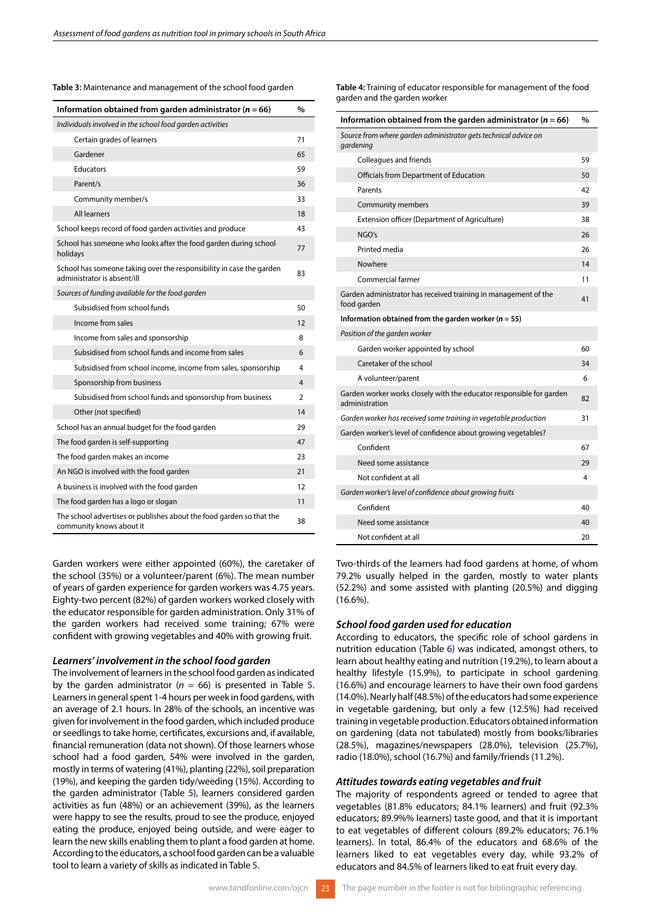**Table 3:** Maintenance and management of the school food garden

| Information obtained from garden administrator (*n* = 66) | % |
|---|---|
| *Individuals involved in the school food garden activities* | |
| Certain grades of learners | 71 |
| Gardener | 65 |
| Educators | 59 |
| Parent/s | 36 |
| Community member/s | 33 |
| All learners | 18 |
| School keeps record of food garden activities and produce | 43 |
| School has someone who looks after the food garden during school holidays | 77 |
| School has someone taking over the responsibility in case the garden administrator is absent/ill | 83 |
| *Sources of funding available for the food garden* | |
| Subsidised from school funds | 50 |
| Income from sales | 12 |
| Income from sales and sponsorship | 8 |
| Subsidised from school funds and income from sales | 6 |
| Subsidised from school income, income from sales, sponsorship | 4 |
| Sponsorship from business | 4 |
| Subsidised from school funds and sponsorship from business | 2 |
| Other (not specified) | 14 |
| School has an annual budget for the food garden | 29 |
| The food garden is self-supporting | 47 |
| The food garden makes an income | 23 |
| An NGO is involved with the food garden | 21 |
| A business is involved with the food garden | 12 |
| The food garden has a logo or slogan | 11 |
| The school advertises or publishes about the food garden so that the community knows about it | 38 |

**Table 4:** Training of educator responsible for management of the food garden and the garden worker

| Information obtained from the garden administrator (*n* = 66) | % |
|---|---|
| *Source from where garden administrator gets technical advice on gardening* | |
| Colleagues and friends | 59 |
| Officials from Department of Education | 50 |
| Parents | 42 |
| Community members | 39 |
| Extension officer (Department of Agriculture) | 38 |
| NGO's | 26 |
| Printed media | 26 |
| Nowhere | 14 |
| Commercial farmer | 11 |
| Garden administrator has received training in management of the food garden | 41 |
| **Information obtained from the garden worker (*n* = 55)** | |
| *Position of the garden worker* | |
| Garden worker appointed by school | 60 |
| Caretaker of the school | 34 |
| A volunteer/parent | 6 |
| Garden worker works closely with the educator responsible for garden administration | 82 |
| *Garden worker has received some training in vegetable production* | 31 |
| Garden worker's level of confidence about growing vegetables? | |
| Confident | 67 |
| Need some assistance | 29 |
| Not confident at all | 4 |
| *Garden worker's level of confidence about growing fruits* | |
| Confident | 40 |
| Need some assistance | 40 |
| Not confident at all | 20 |

Garden workers were either appointed (60%), the caretaker of the school (35%) or a volunteer/parent (6%). The mean number of years of garden experience for garden workers was 4.75 years. Eighty-two percent (82%) of garden workers worked closely with the educator responsible for garden administration. Only 31% of the garden workers had received some training; 67% were confident with growing vegetables and 40% with growing fruit.

### *Learners' involvement in the school food garden*

The involvement of learners in the school food garden as indicated by the garden administrator (*n* = 66) is presented in Table 5. Learners in general spent 1-4 hours per week in food gardens, with an average of 2.1 hours. In 28% of the schools, an incentive was given for involvement in the food garden, which included produce or seedlings to take home, certificates, excursions and, if available, financial remuneration (data not shown). Of those learners whose school had a food garden, 54% were involved in the garden, mostly in terms of watering (41%), planting (22%), soil preparation (19%), and keeping the garden tidy/weeding (15%). According to the garden administrator (Table 5), learners considered garden activities as fun (48%) or an achievement (39%), as the learners were happy to see the results, proud to see the produce, enjoyed eating the produce, enjoyed being outside, and were eager to learn the new skills enabling them to plant a food garden at home. According to the educators, a school food garden can be a valuable tool to learn a variety of skills as indicated in Table 5.

Two-thirds of the learners had food gardens at home, of whom 79.2% usually helped in the garden, mostly to water plants (52.2%) and some assisted with planting (20.5%) and digging (16.6%).

### *School food garden used for education*

According to educators, the specific role of school gardens in nutrition education (Table 6) was indicated, amongst others, to learn about healthy eating and nutrition (19.2%), to learn about a healthy lifestyle (15.9%), to participate in school gardening (16.6%) and encourage learners to have their own food gardens (14.0%). Nearly half (48.5%) of the educators had some experience in vegetable gardening, but only a few (12.5%) had received training in vegetable production. Educators obtained information on gardening (data not tabulated) mostly from books/libraries (28.5%), magazines/newspapers (28.0%), television (25.7%), radio (18.0%), school (16.7%) and family/friends (11.2%).

### *Attitudes towards eating vegetables and fruit*

The majority of respondents agreed or tended to agree that vegetables (81.8% educators; 84.1% learners) and fruit (92.3% educators; 89.9%% learners) taste good, and that it is important to eat vegetables of different colours (89.2% educators; 76.1% learners). In total, 86.4% of the educators and 68.6% of the learners liked to eat vegetables every day, while 93.2% of educators and 84.5% of learners liked to eat fruit every day.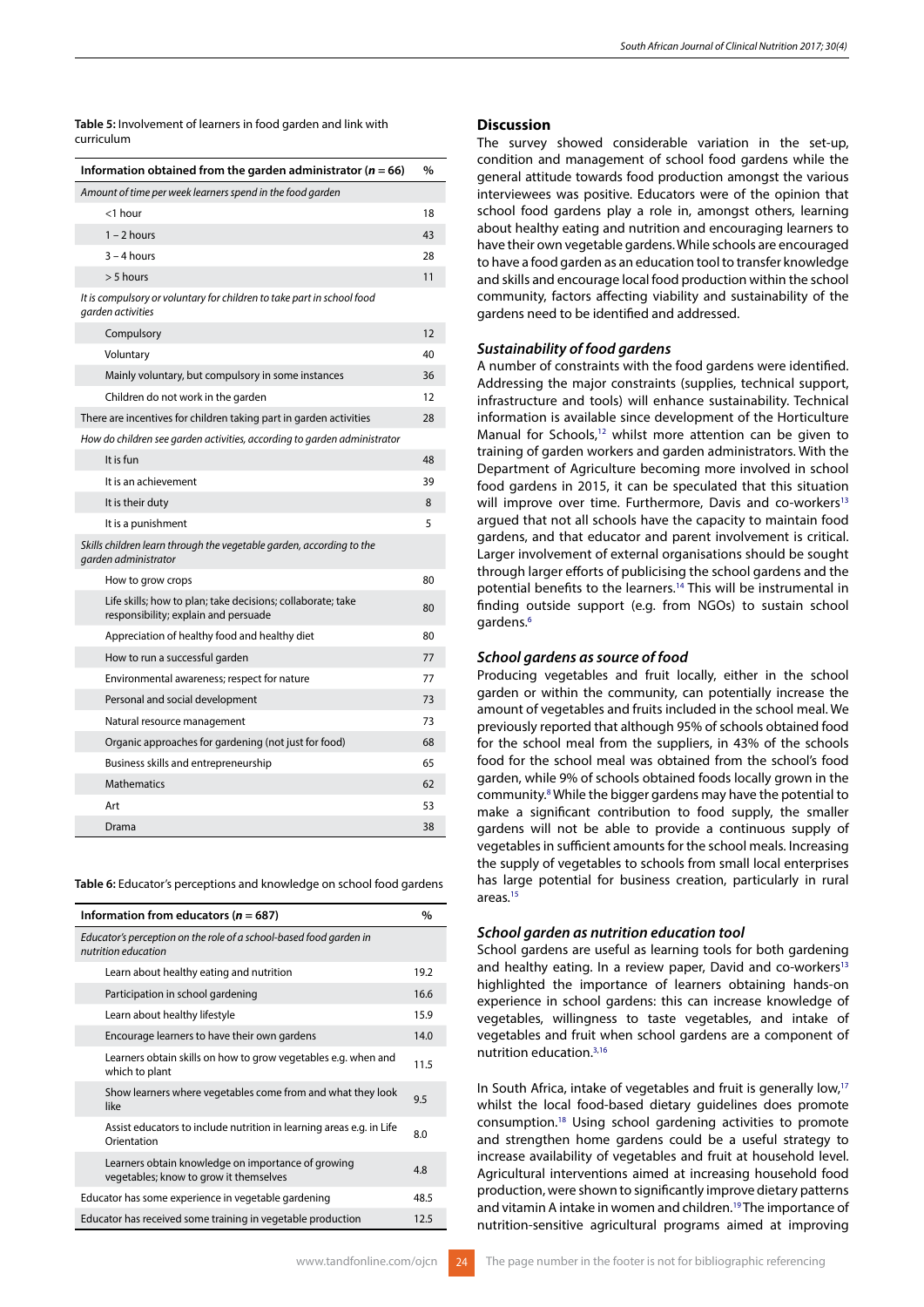**Table 5:** Involvement of learners in food garden and link with curriculum

| Information obtained from the garden administrator (*n* = 66) | % |
|---|---|
| *Amount of time per week learners spend in the food garden* | |
| <1 hour | 18 |
| 1 – 2 hours | 43 |
| 3 – 4 hours | 28 |
| > 5 hours | 11 |
| *It is compulsory or voluntary for children to take part in school food garden activities* | |
| Compulsory | 12 |
| Voluntary | 40 |
| Mainly voluntary, but compulsory in some instances | 36 |
| Children do not work in the garden | 12 |
| There are incentives for children taking part in garden activities | 28 |
| *How do children see garden activities, according to garden administrator* | |
| It is fun | 48 |
| It is an achievement | 39 |
| It is their duty | 8 |
| It is a punishment | 5 |
| *Skills children learn through the vegetable garden, according to the garden administrator* | |
| How to grow crops | 80 |
| Life skills; how to plan; take decisions; collaborate; take responsibility; explain and persuade | 80 |
| Appreciation of healthy food and healthy diet | 80 |
| How to run a successful garden | 77 |
| Environmental awareness; respect for nature | 77 |
| Personal and social development | 73 |
| Natural resource management | 73 |
| Organic approaches for gardening (not just for food) | 68 |
| Business skills and entrepreneurship | 65 |
| Mathematics | 62 |
| Art | 53 |
| Drama | 38 |

**Table 6:** Educator's perceptions and knowledge on school food gardens

| Information from educators (*n* = 687) | % |
|---|---|
| *Educator's perception on the role of a school-based food garden in nutrition education* | |
| Learn about healthy eating and nutrition | 19.2 |
| Participation in school gardening | 16.6 |
| Learn about healthy lifestyle | 15.9 |
| Encourage learners to have their own gardens | 14.0 |
| Learners obtain skills on how to grow vegetables e.g. when and which to plant | 11.5 |
| Show learners where vegetables come from and what they look like | 9.5 |
| Assist educators to include nutrition in learning areas e.g. in Life Orientation | 8.0 |
| Learners obtain knowledge on importance of growing vegetables; know to grow it themselves | 4.8 |
| Educator has some experience in vegetable gardening | 48.5 |
| Educator has received some training in vegetable production | 12.5 |

## Discussion

The survey showed considerable variation in the set-up, condition and management of school food gardens while the general attitude towards food production amongst the various interviewees was positive. Educators were of the opinion that school food gardens play a role in, amongst others, learning about healthy eating and nutrition and encouraging learners to have their own vegetable gardens. While schools are encouraged to have a food garden as an education tool to transfer knowledge and skills and encourage local food production within the school community, factors affecting viability and sustainability of the gardens need to be identified and addressed.

### *Sustainability of food gardens*

A number of constraints with the food gardens were identified. Addressing the major constraints (supplies, technical support, infrastructure and tools) will enhance sustainability. Technical information is available since development of the Horticulture Manual for Schools,[12] whilst more attention can be given to training of garden workers and garden administrators. With the Department of Agriculture becoming more involved in school food gardens in 2015, it can be speculated that this situation will improve over time. Furthermore, Davis and co-workers[13] argued that not all schools have the capacity to maintain food gardens, and that educator and parent involvement is critical. Larger involvement of external organisations should be sought through larger efforts of publicising the school gardens and the potential benefits to the learners.[14] This will be instrumental in finding outside support (e.g. from NGOs) to sustain school gardens.[6]

### *School gardens as source of food*

Producing vegetables and fruit locally, either in the school garden or within the community, can potentially increase the amount of vegetables and fruits included in the school meal. We previously reported that although 95% of schools obtained food for the school meal from the suppliers, in 43% of the schools food for the school meal was obtained from the school's food garden, while 9% of schools obtained foods locally grown in the community.[8] While the bigger gardens may have the potential to make a significant contribution to food supply, the smaller gardens will not be able to provide a continuous supply of vegetables in sufficient amounts for the school meals. Increasing the supply of vegetables to schools from small local enterprises has large potential for business creation, particularly in rural areas.[15]

### *School garden as nutrition education tool*

School gardens are useful as learning tools for both gardening and healthy eating. In a review paper, David and co-workers[13] highlighted the importance of learners obtaining hands-on experience in school gardens: this can increase knowledge of vegetables, willingness to taste vegetables, and intake of vegetables and fruit when school gardens are a component of nutrition education.[3,16]

In South Africa, intake of vegetables and fruit is generally low,[17] whilst the local food-based dietary guidelines does promote consumption.[18] Using school gardening activities to promote and strengthen home gardens could be a useful strategy to increase availability of vegetables and fruit at household level. Agricultural interventions aimed at increasing household food production, were shown to significantly improve dietary patterns and vitamin A intake in women and children.[19] The importance of nutrition-sensitive agricultural programs aimed at improving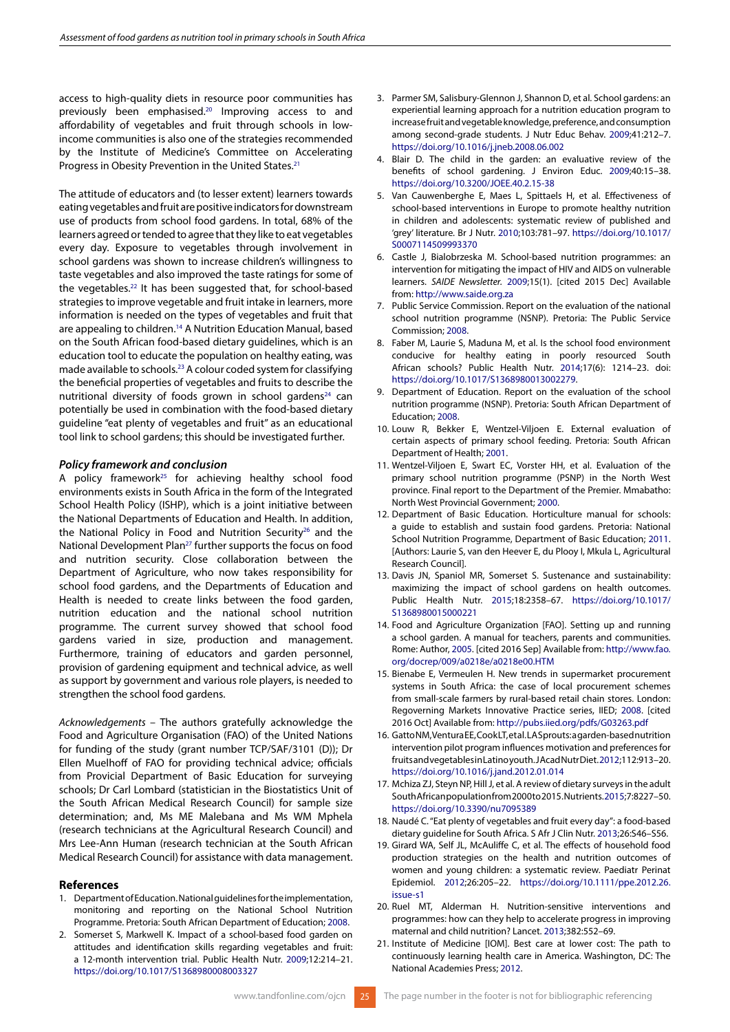access to high-quality diets in resource poor communities has previously been emphasised.[20] Improving access to and affordability of vegetables and fruit through schools in low-income communities is also one of the strategies recommended by the Institute of Medicine's Committee on Accelerating Progress in Obesity Prevention in the United States.[21]

The attitude of educators and (to lesser extent) learners towards eating vegetables and fruit are positive indicators for downstream use of products from school food gardens. In total, 68% of the learners agreed or tended to agree that they like to eat vegetables every day. Exposure to vegetables through involvement in school gardens was shown to increase children's willingness to taste vegetables and also improved the taste ratings for some of the vegetables.[22] It has been suggested that, for school-based strategies to improve vegetable and fruit intake in learners, more information is needed on the types of vegetables and fruit that are appealing to children.[14] A Nutrition Education Manual, based on the South African food-based dietary guidelines, which is an education tool to educate the population on healthy eating, was made available to schools.[23] A colour coded system for classifying the beneficial properties of vegetables and fruits to describe the nutritional diversity of foods grown in school gardens[24] can potentially be used in combination with the food-based dietary guideline "eat plenty of vegetables and fruit" as an educational tool link to school gardens; this should be investigated further.

### *Policy framework and conclusion*

A policy framework[25] for achieving healthy school food environments exists in South Africa in the form of the Integrated School Health Policy (ISHP), which is a joint initiative between the National Departments of Education and Health. In addition, the National Policy in Food and Nutrition Security[26] and the National Development Plan[27] further supports the focus on food and nutrition security. Close collaboration between the Department of Agriculture, who now takes responsibility for school food gardens, and the Departments of Education and Health is needed to create links between the food garden, nutrition education and the national school nutrition programme. The current survey showed that school food gardens varied in size, production and management. Furthermore, training of educators and garden personnel, provision of gardening equipment and technical advice, as well as support by government and various role players, is needed to strengthen the school food gardens.

*Acknowledgements* – The authors gratefully acknowledge the Food and Agriculture Organisation (FAO) of the United Nations for funding of the study (grant number TCP/SAF/3101 (D)); Dr Ellen Muelhoff of FAO for providing technical advice; officials from Provicial Department of Basic Education for surveying schools; Dr Carl Lombard (statistician in the Biostatistics Unit of the South African Medical Research Council) for sample size determination; and, Ms ME Malebana and Ms WM Mphela (research technicians at the Agricultural Research Council) and Mrs Lee-Ann Human (research technician at the South African Medical Research Council) for assistance with data management.

## References

1. Department of Education. National guidelines for the implementation, monitoring and reporting on the National School Nutrition Programme. Pretoria: South African Department of Education; 2008.
2. Somerset S, Markwell K. Impact of a school-based food garden on attitudes and identification skills regarding vegetables and fruit: a 12-month intervention trial. Public Health Nutr. 2009;12:214–21. https://doi.org/10.1017/S1368980008003327
3. Parmer SM, Salisbury-Glennon J, Shannon D, et al. School gardens: an experiential learning approach for a nutrition education program to increase fruit and vegetable knowledge, preference, and consumption among second-grade students. J Nutr Educ Behav. 2009;41:212–7. https://doi.org/10.1016/j.jneb.2008.06.002
4. Blair D. The child in the garden: an evaluative review of the benefits of school gardening. J Environ Educ. 2009;40:15–38. https://doi.org/10.3200/JOEE.40.2.15-38
5. Van Cauwenberghe E, Maes L, Spittaels H, et al. Effectiveness of school-based interventions in Europe to promote healthy nutrition in children and adolescents: systematic review of published and 'grey' literature. Br J Nutr. 2010;103:781–97. https://doi.org/10.1017/S0007114509993370
6. Castle J, Bialobrzeska M. School-based nutrition programmes: an intervention for mitigating the impact of HIV and AIDS on vulnerable learners. *SAIDE Newsletter.* 2009;15(1). [cited 2015 Dec] Available from: http://www.saide.org.za
7. Public Service Commission. Report on the evaluation of the national school nutrition programme (NSNP). Pretoria: The Public Service Commission; 2008.
8. Faber M, Laurie S, Maduna M, et al. Is the school food environment conducive for healthy eating in poorly resourced South African schools? Public Health Nutr. 2014;17(6): 1214–23. doi: https://doi.org/10.1017/S1368980013002279.
9. Department of Education. Report on the evaluation of the school nutrition programme (NSNP). Pretoria: South African Department of Education; 2008.
10. Louw R, Bekker E, Wentzel-Viljoen E. External evaluation of certain aspects of primary school feeding. Pretoria: South African Department of Health; 2001.
11. Wentzel-Viljoen E, Swart EC, Vorster HH, et al. Evaluation of the primary school nutrition programme (PSNP) in the North West province. Final report to the Department of the Premier. Mmabatho: North West Provincial Government; 2000.
12. Department of Basic Education. Horticulture manual for schools: a guide to establish and sustain food gardens. Pretoria: National School Nutrition Programme, Department of Basic Education; 2011. [Authors: Laurie S, van den Heever E, du Plooy I, Mkula L, Agricultural Research Council].
13. Davis JN, Spaniol MR, Somerset S. Sustenance and sustainability: maximizing the impact of school gardens on health outcomes. Public Health Nutr. 2015;18:2358–67. https://doi.org/10.1017/S1368980015000221
14. Food and Agriculture Organization [FAO]. Setting up and running a school garden. A manual for teachers, parents and communities. Rome: Author, 2005. [cited 2016 Sep] Available from: http://www.fao.org/docrep/009/a0218e/a0218e00.HTM
15. Bienabe E, Vermeulen H. New trends in supermarket procurement systems in South Africa: the case of local procurement schemes from small-scale farmers by rural-based retail chain stores. London: Regoverning Markets Innovative Practice series, IIED; 2008. [cited 2016 Oct] Available from: http://pubs.iied.org/pdfs/G03263.pdf
16. Gatto NM, Ventura EE, Cook LT, et al. LA Sprouts: a garden-based nutrition intervention pilot program influences motivation and preferences for fruits and vegetables in Latino youth. J Acad Nutr Diet. 2012;112:913–20. https://doi.org/10.1016/j.jand.2012.01.014
17. Mchiza ZJ, Steyn NP, Hill J, et al. A review of dietary surveys in the adult South African population from 2000 to 2015. Nutrients. 2015;7:8227–50. https://doi.org/10.3390/nu7095389
18. Naudé C. "Eat plenty of vegetables and fruit every day": a food-based dietary guideline for South Africa. S Afr J Clin Nutr. 2013;26:S46–S56.
19. Girard WA, Self JL, McAuliffe C, et al. The effects of household food production strategies on the health and nutrition outcomes of women and young children: a systematic review. Paediatr Perinat Epidemiol. 2012;26:205–22. https://doi.org/10.1111/ppe.2012.26.issue-s1
20. Ruel MT, Alderman H. Nutrition-sensitive interventions and programmes: how can they help to accelerate progress in improving maternal and child nutrition? Lancet. 2013;382:552–69.
21. Institute of Medicine [IOM]. Best care at lower cost: The path to continuously learning health care in America. Washington, DC: The National Academies Press; 2012.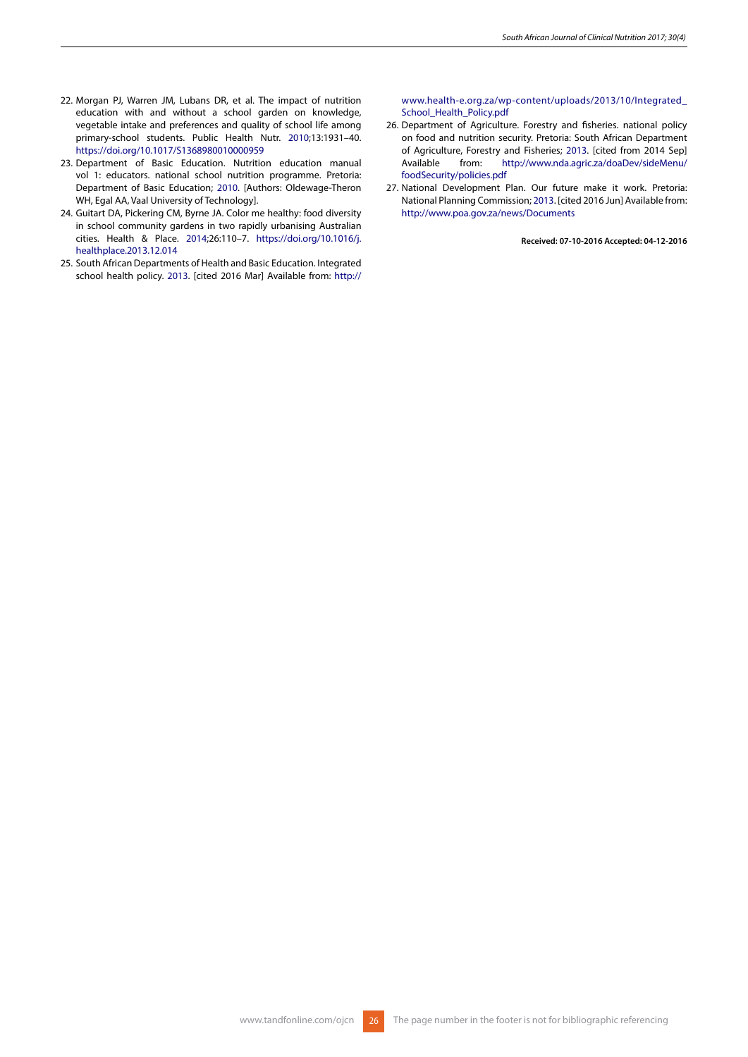22. Morgan PJ, Warren JM, Lubans DR, et al. The impact of nutrition education with and without a school garden on knowledge, vegetable intake and preferences and quality of school life among primary-school students. Public Health Nutr. 2010;13:1931–40. https://doi.org/10.1017/S1368980010000959
23. Department of Basic Education. Nutrition education manual vol 1: educators. national school nutrition programme. Pretoria: Department of Basic Education; 2010. [Authors: Oldewage-Theron WH, Egal AA, Vaal University of Technology].
24. Guitart DA, Pickering CM, Byrne JA. Color me healthy: food diversity in school community gardens in two rapidly urbanising Australian cities. Health & Place. 2014;26:110–7. https://doi.org/10.1016/j.healthplace.2013.12.014
25. South African Departments of Health and Basic Education. Integrated school health policy. 2013. [cited 2016 Mar] Available from: http://www.health-e.org.za/wp-content/uploads/2013/10/Integrated_School_Health_Policy.pdf
26. Department of Agriculture. Forestry and fisheries. national policy on food and nutrition security. Pretoria: South African Department of Agriculture, Forestry and Fisheries; 2013. [cited from 2014 Sep] Available from: http://www.nda.agric.za/doaDev/sideMenu/foodSecurity/policies.pdf
27. National Development Plan. Our future make it work. Pretoria: National Planning Commission; 2013. [cited 2016 Jun] Available from: http://www.poa.gov.za/news/Documents

**Received: 07-10-2016 Accepted: 04-12-2016**